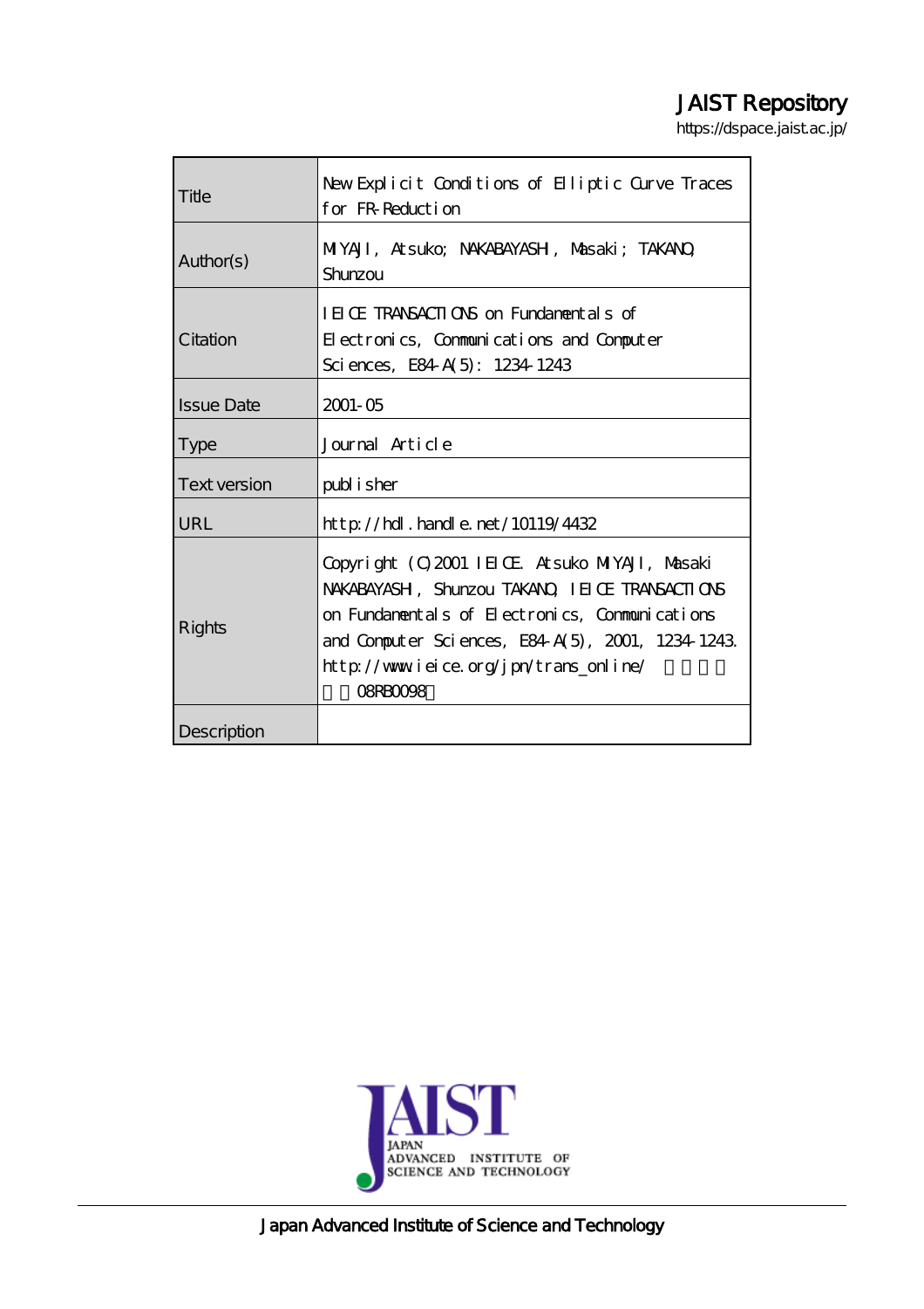JAIST Repository

https://dspace.jaist.ac.jp/

| | |
|---|---|
| Title | New Explicit Conditions of Elliptic Curve Traces for FR-Reduction |
| Author(s) | MIYAJI, Atsuko; NAKABAYASHI, Masaki; TAKANO, Shunzou |
| Citation | IEICE TRANSACTIONS on Fundamentals of Electronics, Communications and Computer Sciences, E84-A(5): 1234-1243 |
| Issue Date | 2001-05 |
| Type | Journal Article |
| Text version | publisher |
| URL | http://hdl.handle.net/10119/4432 |
| Rights | Copyright (C)2001 IEICE. Atsuko MIYAJI, Masaki NAKABAYASHI, Shunzou TAKANO, IEICE TRANSACTIONS on Fundamentals of Electronics, Communications and Computer Sciences, E84-A(5), 2001, 1234-1243. http://www.ieice.org/jpn/trans_online/ （許諾番号：08RB0098） |
| Description | |

Japan Advanced Institute of Science and Technology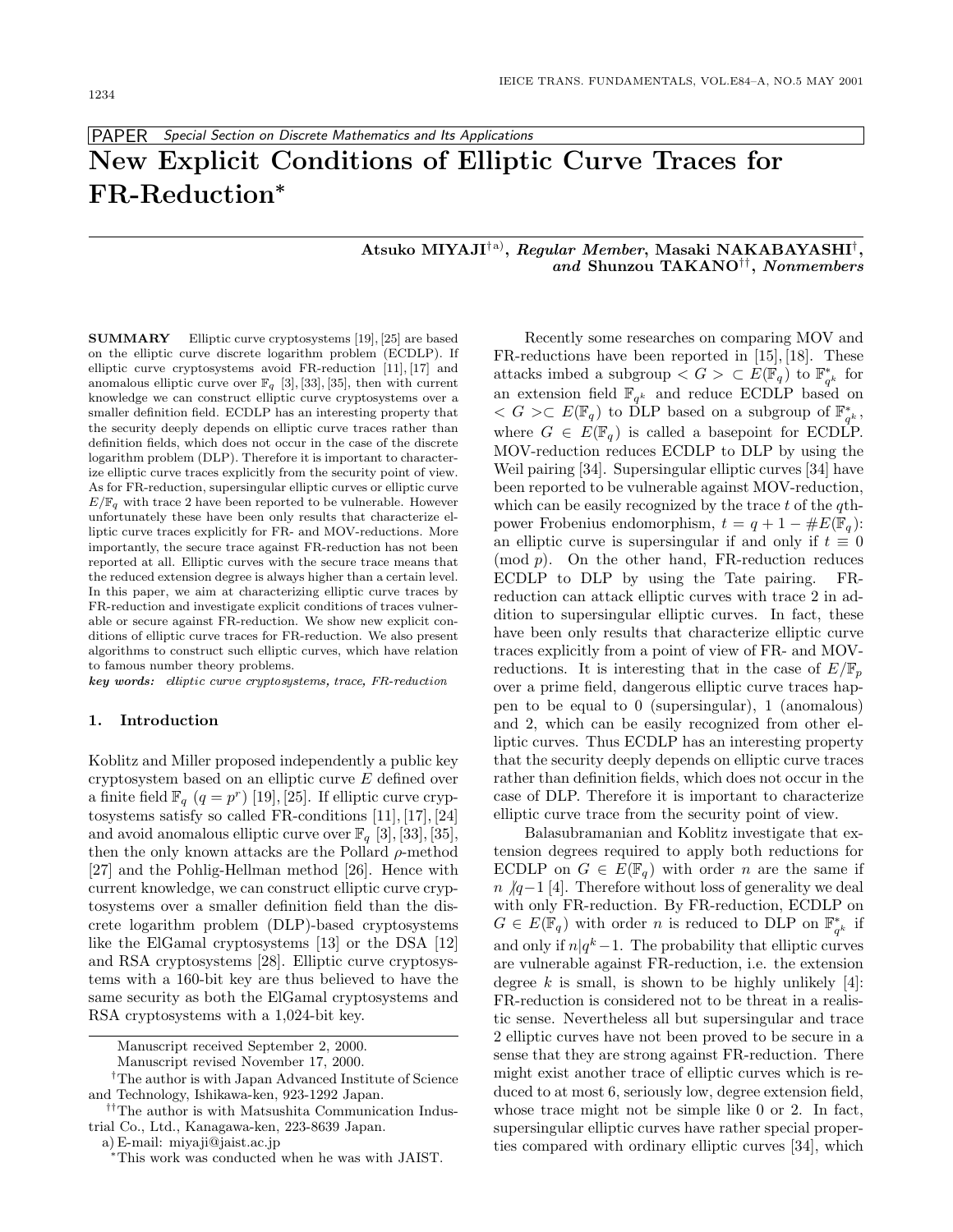PAPER *Special Section on Discrete Mathematics and Its Applications*

# New Explicit Conditions of Elliptic Curve Traces for FR-Reduction*

**Atsuko MIYAJI**[†a)], *Regular Member*, **Masaki NAKABAYASHI**[†], *and* **Shunzou TAKANO**[††], *Nonmembers*

**SUMMARY** Elliptic curve cryptosystems [19], [25] are based on the elliptic curve discrete logarithm problem (ECDLP). If elliptic curve cryptosystems avoid FR-reduction [11], [17] and anomalous elliptic curve over $\mathbb{F}_q$ [3], [33], [35], then with current knowledge we can construct elliptic curve cryptosystems over a smaller definition field. ECDLP has an interesting property that the security deeply depends on elliptic curve traces rather than definition fields, which does not occur in the case of the discrete logarithm problem (DLP). Therefore it is important to characterize elliptic curve traces explicitly from the security point of view. As for FR-reduction, supersingular elliptic curves or elliptic curve $E/\mathbb{F}_q$ with trace 2 have been reported to be vulnerable. However unfortunately these have been only results that characterize elliptic curve traces explicitly for FR- and MOV-reductions. More importantly, the secure trace against FR-reduction has not been reported at all. Elliptic curves with the secure trace means that the reduced extension degree is always higher than a certain level. In this paper, we aim at characterizing elliptic curve traces by FR-reduction and investigate explicit conditions of traces vulnerable or secure against FR-reduction. We show new explicit conditions of elliptic curve traces for FR-reduction. We also present algorithms to construct such elliptic curves, which have relation to famous number theory problems.

*key words: elliptic curve cryptosystems, trace, FR-reduction*

## 1. Introduction

Koblitz and Miller proposed independently a public key cryptosystem based on an elliptic curve $E$ defined over a finite field $\mathbb{F}_q$ $(q = p^r)$ [19], [25]. If elliptic curve cryptosystems satisfy so called FR-conditions [11], [17], [24] and avoid anomalous elliptic curve over $\mathbb{F}_q$ [3], [33], [35], then the only known attacks are the Pollard $\rho$-method [27] and the Pohlig-Hellman method [26]. Hence with current knowledge, we can construct elliptic curve cryptosystems over a smaller definition field than the discrete logarithm problem (DLP)-based cryptosystems like the ElGamal cryptosystems [13] or the DSA [12] and RSA cryptosystems [28]. Elliptic curve cryptosystems with a 160-bit key are thus believed to have the same security as both the ElGamal cryptosystems and RSA cryptosystems with a 1,024-bit key.

Manuscript received September 2, 2000.

Manuscript revised November 17, 2000.

[†]The author is with Japan Advanced Institute of Science and Technology, Ishikawa-ken, 923-1292 Japan.

[††]The author is with Matsushita Communication Industrial Co., Ltd., Kanagawa-ken, 223-8639 Japan.

a) E-mail: miyaji@jaist.ac.jp

*This work was conducted when he was with JAIST.

Recently some researches on comparing MOV and FR-reductions have been reported in [15], [18]. These attacks imbed a subgroup $< G > \subset E(\mathbb{F}_q)$ to $\mathbb{F}^*_{q^k}$ for an extension field $\mathbb{F}_{q^k}$ and reduce ECDLP based on $< G > \subset E(\mathbb{F}_q)$ to DLP based on a subgroup of $\mathbb{F}^*_{q^k}$, where $G \in E(\mathbb{F}_q)$ is called a basepoint for ECDLP. MOV-reduction reduces ECDLP to DLP by using the Weil pairing [34]. Supersingular elliptic curves [34] have been reported to be vulnerable against MOV-reduction, which can be easily recognized by the trace $t$ of the $q$th-power Frobenius endomorphism, $t = q + 1 - \#E(\mathbb{F}_q)$: an elliptic curve is supersingular if and only if $t \equiv 0 \pmod p$. On the other hand, FR-reduction reduces ECDLP to DLP by using the Tate pairing. FR-reduction can attack elliptic curves with trace 2 in addition to supersingular elliptic curves. In fact, these have been only results that characterize elliptic curve traces explicitly from a point of view of FR- and MOV-reductions. It is interesting that in the case of $E/\mathbb{F}_p$ over a prime field, dangerous elliptic curve traces happen to be equal to 0 (supersingular), 1 (anomalous) and 2, which can be easily recognized from other elliptic curves. Thus ECDLP has an interesting property that the security deeply depends on elliptic curve traces rather than definition fields, which does not occur in the case of DLP. Therefore it is important to characterize elliptic curve trace from the security point of view.

Balasubramanian and Koblitz investigate that extension degrees required to apply both reductions for ECDLP on $G \in E(\mathbb{F}_q)$ with order $n$ are the same if $n \not| q-1$ [4]. Therefore without loss of generality we deal with only FR-reduction. By FR-reduction, ECDLP on $G \in E(\mathbb{F}_q)$ with order $n$ is reduced to DLP on $\mathbb{F}^*_{q^k}$ if and only if $n | q^k - 1$. The probability that elliptic curves are vulnerable against FR-reduction, i.e. the extension degree $k$ is small, is shown to be highly unlikely [4]: FR-reduction is considered not to be threat in a realistic sense. Nevertheless all but supersingular and trace 2 elliptic curves have not been proved to be secure in a sense that they are strong against FR-reduction. There might exist another trace of elliptic curves which is reduced to at most 6, seriously low, degree extension field, whose trace might not be simple like 0 or 2. In fact, supersingular elliptic curves have rather special properties compared with ordinary elliptic curves [34], which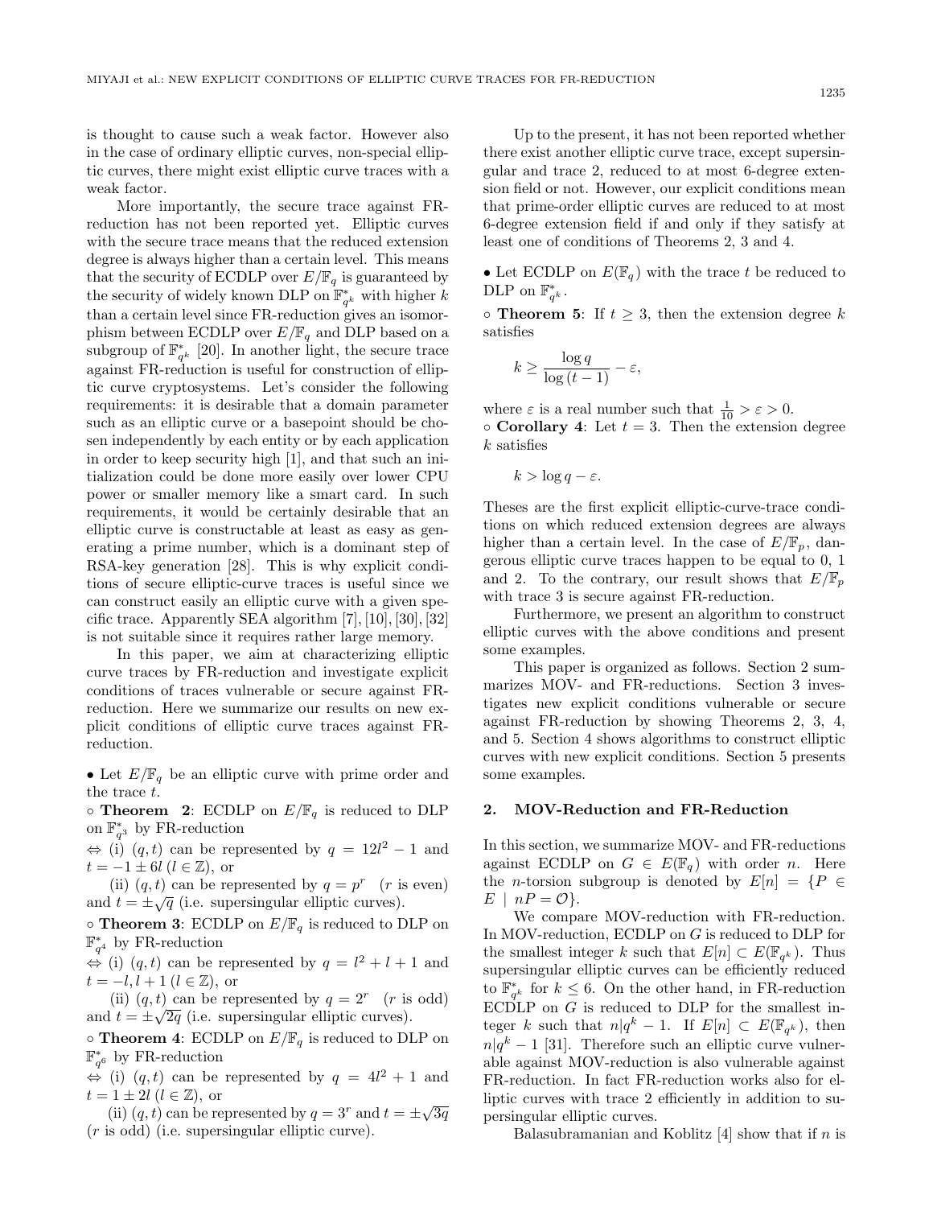is thought to cause such a weak factor. However also in the case of ordinary elliptic curves, non-special elliptic curves, there might exist elliptic curve traces with a weak factor.

More importantly, the secure trace against FR-reduction has not been reported yet. Elliptic curves with the secure trace means that the reduced extension degree is always higher than a certain level. This means that the security of ECDLP over $E/\mathbb{F}_q$ is guaranteed by the security of widely known DLP on $\mathbb{F}^*_{q^k}$ with higher $k$ than a certain level since FR-reduction gives an isomorphism between ECDLP over $E/\mathbb{F}_q$ and DLP based on a subgroup of $\mathbb{F}^*_{q^k}$ [20]. In another light, the secure trace against FR-reduction is useful for construction of elliptic curve cryptosystems. Let's consider the following requirements: it is desirable that a domain parameter such as an elliptic curve or a basepoint should be chosen independently by each entity or by each application in order to keep security high [1], and that such an initialization could be done more easily over lower CPU power or smaller memory like a smart card. In such requirements, it would be certainly desirable that an elliptic curve is constructable at least as easy as generating a prime number, which is a dominant step of RSA-key generation [28]. This is why explicit conditions of secure elliptic-curve traces is useful since we can construct easily an elliptic curve with a given specific trace. Apparently SEA algorithm [7], [10], [30], [32] is not suitable since it requires rather large memory.

In this paper, we aim at characterizing elliptic curve traces by FR-reduction and investigate explicit conditions of traces vulnerable or secure against FR-reduction. Here we summarize our results on new explicit conditions of elliptic curve traces against FR-reduction.

• Let $E/\mathbb{F}_q$ be an elliptic curve with prime order and the trace $t$.

◦ **Theorem 2**: ECDLP on $E/\mathbb{F}_q$ is reduced to DLP on $\mathbb{F}^*_{q^3}$ by FR-reduction

$\Leftrightarrow$ (i) $(q, t)$ can be represented by $q = 12l^2 - 1$ and $t = -1 \pm 6l$ $(l \in \mathbb{Z})$, or

(ii) $(q, t)$ can be represented by $q = p^r$ ($r$ is even) and $t = \pm\sqrt{q}$ (i.e. supersingular elliptic curves).

◦ **Theorem 3**: ECDLP on $E/\mathbb{F}_q$ is reduced to DLP on $\mathbb{F}^*_{q^4}$ by FR-reduction

$\Leftrightarrow$ (i) $(q, t)$ can be represented by $q = l^2 + l + 1$ and $t = -l, l + 1$ $(l \in \mathbb{Z})$, or

(ii) $(q, t)$ can be represented by $q = 2^r$ ($r$ is odd) and $t = \pm\sqrt{2q}$ (i.e. supersingular elliptic curves).

◦ **Theorem 4**: ECDLP on $E/\mathbb{F}_q$ is reduced to DLP on $\mathbb{F}^*_{q^6}$ by FR-reduction

$\Leftrightarrow$ (i) $(q, t)$ can be represented by $q = 4l^2 + 1$ and $t = 1 \pm 2l$ $(l \in \mathbb{Z})$, or

(ii) $(q, t)$ can be represented by $q = 3^r$ and $t = \pm\sqrt{3q}$ ($r$ is odd) (i.e. supersingular elliptic curve).

Up to the present, it has not been reported whether there exist another elliptic curve trace, except supersingular and trace 2, reduced to at most 6-degree extension field or not. However, our explicit conditions mean that prime-order elliptic curves are reduced to at most 6-degree extension field if and only if they satisfy at least one of conditions of Theorems 2, 3 and 4.

• Let ECDLP on $E(\mathbb{F}_q)$ with the trace $t$ be reduced to DLP on $\mathbb{F}^*_{q^k}$.

◦ **Theorem 5**: If $t \geq 3$, then the extension degree $k$ satisfies

$$k \geq \frac{\log q}{\log(t-1)} - \varepsilon,$$

where $\varepsilon$ is a real number such that $\frac{1}{10} > \varepsilon > 0$.

◦ **Corollary 4**: Let $t = 3$. Then the extension degree $k$ satisfies

$$k > \log q - \varepsilon.$$

Theses are the first explicit elliptic-curve-trace conditions on which reduced extension degrees are always higher than a certain level. In the case of $E/\mathbb{F}_p$, dangerous elliptic curve traces happen to be equal to 0, 1 and 2. To the contrary, our result shows that $E/\mathbb{F}_p$ with trace 3 is secure against FR-reduction.

Furthermore, we present an algorithm to construct elliptic curves with the above conditions and present some examples.

This paper is organized as follows. Section 2 summarizes MOV- and FR-reductions. Section 3 investigates new explicit conditions vulnerable or secure against FR-reduction by showing Theorems 2, 3, 4, and 5. Section 4 shows algorithms to construct elliptic curves with new explicit conditions. Section 5 presents some examples.

## 2. MOV-Reduction and FR-Reduction

In this section, we summarize MOV- and FR-reductions against ECDLP on $G \in E(\mathbb{F}_q)$ with order $n$. Here the $n$-torsion subgroup is denoted by $E[n] = \{P \in E \mid nP = \mathcal{O}\}$.

We compare MOV-reduction with FR-reduction. In MOV-reduction, ECDLP on $G$ is reduced to DLP for the smallest integer $k$ such that $E[n] \subset E(\mathbb{F}_{q^k})$. Thus supersingular elliptic curves can be efficiently reduced to $\mathbb{F}^*_{q^k}$ for $k \leq 6$. On the other hand, in FR-reduction ECDLP on $G$ is reduced to DLP for the smallest integer $k$ such that $n | q^k - 1$. If $E[n] \subset E(\mathbb{F}_{q^k})$, then $n | q^k - 1$ [31]. Therefore such an elliptic curve vulnerable against MOV-reduction is also vulnerable against FR-reduction. In fact FR-reduction works also for elliptic curves with trace 2 efficiently in addition to supersingular elliptic curves.

Balasubramanian and Koblitz [4] show that if $n$ is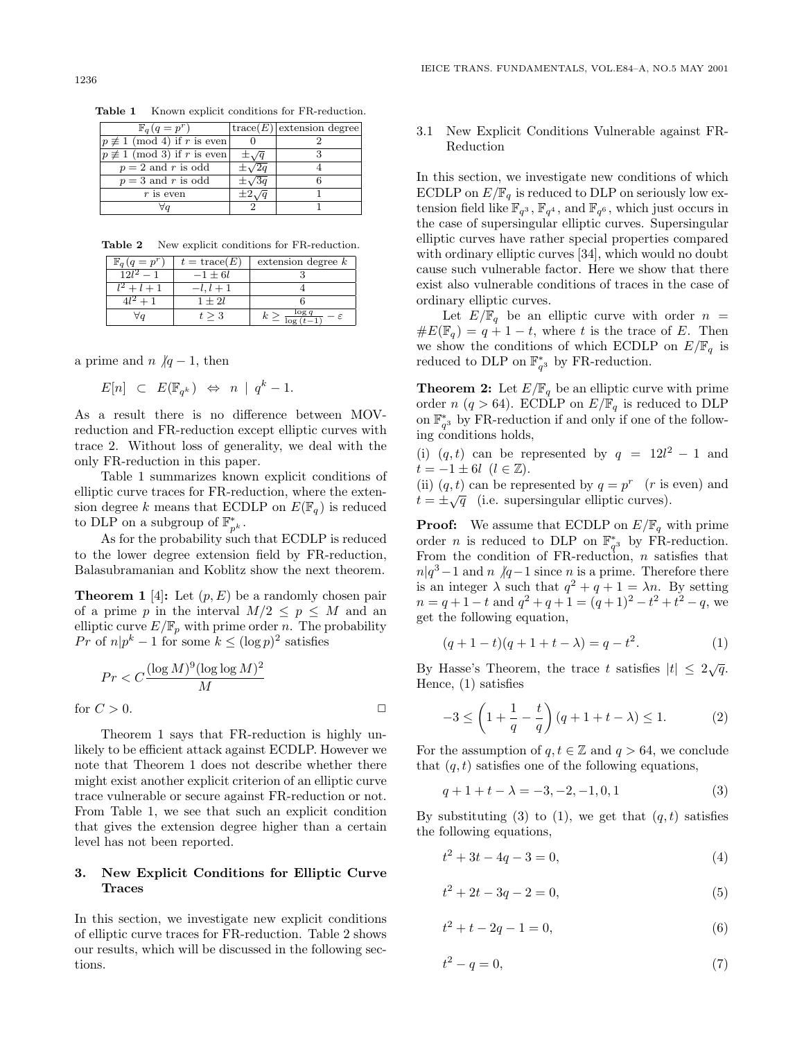**Table 1** Known explicit conditions for FR-reduction.

| $\mathbb{F}_q (q = p^r)$ | trace($E$) | extension degree |
|---|---|---|
| $p \not\equiv 1 \pmod 4$ if $r$ is even | $0$ | 2 |
| $p \not\equiv 1 \pmod 3$ if $r$ is even | $\pm\sqrt{q}$ | 3 |
| $p = 2$ and $r$ is odd | $\pm\sqrt{2q}$ | 4 |
| $p = 3$ and $r$ is odd | $\pm\sqrt{3q}$ | 6 |
| $r$ is even | $\pm 2\sqrt{q}$ | 1 |
| $\forall q$ | 2 | 1 |

**Table 2** New explicit conditions for FR-reduction.

| $\mathbb{F}_q (q = p^r)$ | $t = \text{trace}(E)$ | extension degree $k$ |
|---|---|---|
| $12l^2 - 1$ | $-1 \pm 6l$ | 3 |
| $l^2 + l + 1$ | $-l, l + 1$ | 4 |
| $4l^2 + 1$ | $1 \pm 2l$ | 6 |
| $\forall q$ | $t \geq 3$ | $k \geq \frac{\log q}{\log (t-1)} - \varepsilon$ |

a prime and $n \not| q - 1$, then

$$E[n] \subset E(\mathbb{F}_{q^k}) \Leftrightarrow n \mid q^k - 1.$$

As a result there is no difference between MOV-reduction and FR-reduction except elliptic curves with trace 2. Without loss of generality, we deal with the only FR-reduction in this paper.

Table 1 summarizes known explicit conditions of elliptic curve traces for FR-reduction, where the extension degree $k$ means that ECDLP on $E(\mathbb{F}_q)$ is reduced to DLP on a subgroup of $\mathbb{F}^*_{p^k}$.

As for the probability such that ECDLP is reduced to the lower degree extension field by FR-reduction, Balasubramanian and Koblitz show the next theorem.

**Theorem 1** [4]**:** Let $(p, E)$ be a randomly chosen pair of a prime $p$ in the interval $M/2 \leq p \leq M$ and an elliptic curve $E/\mathbb{F}_p$ with prime order $n$. The probability $Pr$ of $n|p^k - 1$ for some $k \leq (\log p)^2$ satisfies

$$Pr < C\frac{(\log M)^9 (\log\log M)^2}{M}$$

for $C > 0$. □

Theorem 1 says that FR-reduction is highly unlikely to be efficient attack against ECDLP. However we note that Theorem 1 does not describe whether there might exist another explicit criterion of an elliptic curve trace vulnerable or secure against FR-reduction or not. From Table 1, we see that such an explicit condition that gives the extension degree higher than a certain level has not been reported.

## 3. New Explicit Conditions for Elliptic Curve Traces

In this section, we investigate new explicit conditions of elliptic curve traces for FR-reduction. Table 2 shows our results, which will be discussed in the following sections.

### 3.1 New Explicit Conditions Vulnerable against FR-Reduction

In this section, we investigate new conditions of which ECDLP on $E/\mathbb{F}_q$ is reduced to DLP on seriously low extension field like $\mathbb{F}_{q^3}$, $\mathbb{F}_{q^4}$, and $\mathbb{F}_{q^6}$, which just occurs in the case of supersingular elliptic curves. Supersingular elliptic curves have rather special properties compared with ordinary elliptic curves [34], which would no doubt cause such vulnerable factor. Here we show that there exist also vulnerable conditions of traces in the case of ordinary elliptic curves.

Let $E/\mathbb{F}_q$ be an elliptic curve with order $n = \#E(\mathbb{F}_q) = q + 1 - t$, where $t$ is the trace of $E$. Then we show the conditions of which ECDLP on $E/\mathbb{F}_q$ is reduced to DLP on $\mathbb{F}^*_{q^3}$ by FR-reduction.

**Theorem 2:** Let $E/\mathbb{F}_q$ be an elliptic curve with prime order $n$ ($q > 64$). ECDLP on $E/\mathbb{F}_q$ is reduced to DLP on $\mathbb{F}^*_{q^3}$ by FR-reduction if and only if one of the following conditions holds,

(i) $(q, t)$ can be represented by $q = 12l^2 - 1$ and $t = -1 \pm 6l$ $(l \in \mathbb{Z})$.

(ii) $(q, t)$ can be represented by $q = p^r$ ($r$ is even) and $t = \pm\sqrt{q}$ (i.e. supersingular elliptic curves).

**Proof:** We assume that ECDLP on $E/\mathbb{F}_q$ with prime order $n$ is reduced to DLP on $\mathbb{F}^*_{q^3}$ by FR-reduction. From the condition of FR-reduction, $n$ satisfies that $n|q^3 - 1$ and $n \not| q - 1$ since $n$ is a prime. Therefore there is an integer $\lambda$ such that $q^2 + q + 1 = \lambda n$. By setting $n = q + 1 - t$ and $q^2 + q + 1 = (q+1)^2 - t^2 + t^2 - q$, we get the following equation,

$$(q + 1 - t)(q + 1 + t - \lambda) = q - t^2. \tag{1}$$

By Hasse's Theorem, the trace $t$ satisfies $|t| \leq 2\sqrt{q}$. Hence, (1) satisfies

$$-3 \leq \left(1 + \frac{1}{q} - \frac{t}{q}\right)(q + 1 + t - \lambda) \leq 1. \tag{2}$$

For the assumption of $q, t \in \mathbb{Z}$ and $q > 64$, we conclude that $(q, t)$ satisfies one of the following equations,

$$q + 1 + t - \lambda = -3, -2, -1, 0, 1 \tag{3}$$

By substituting (3) to (1), we get that $(q, t)$ satisfies the following equations,

$$t^2 + 3t - 4q - 3 = 0, \tag{4}$$

$$t^2 + 2t - 3q - 2 = 0, \tag{5}$$

$$t^2 + t - 2q - 1 = 0, \tag{6}$$

$$t^2 - q = 0, \tag{7}$$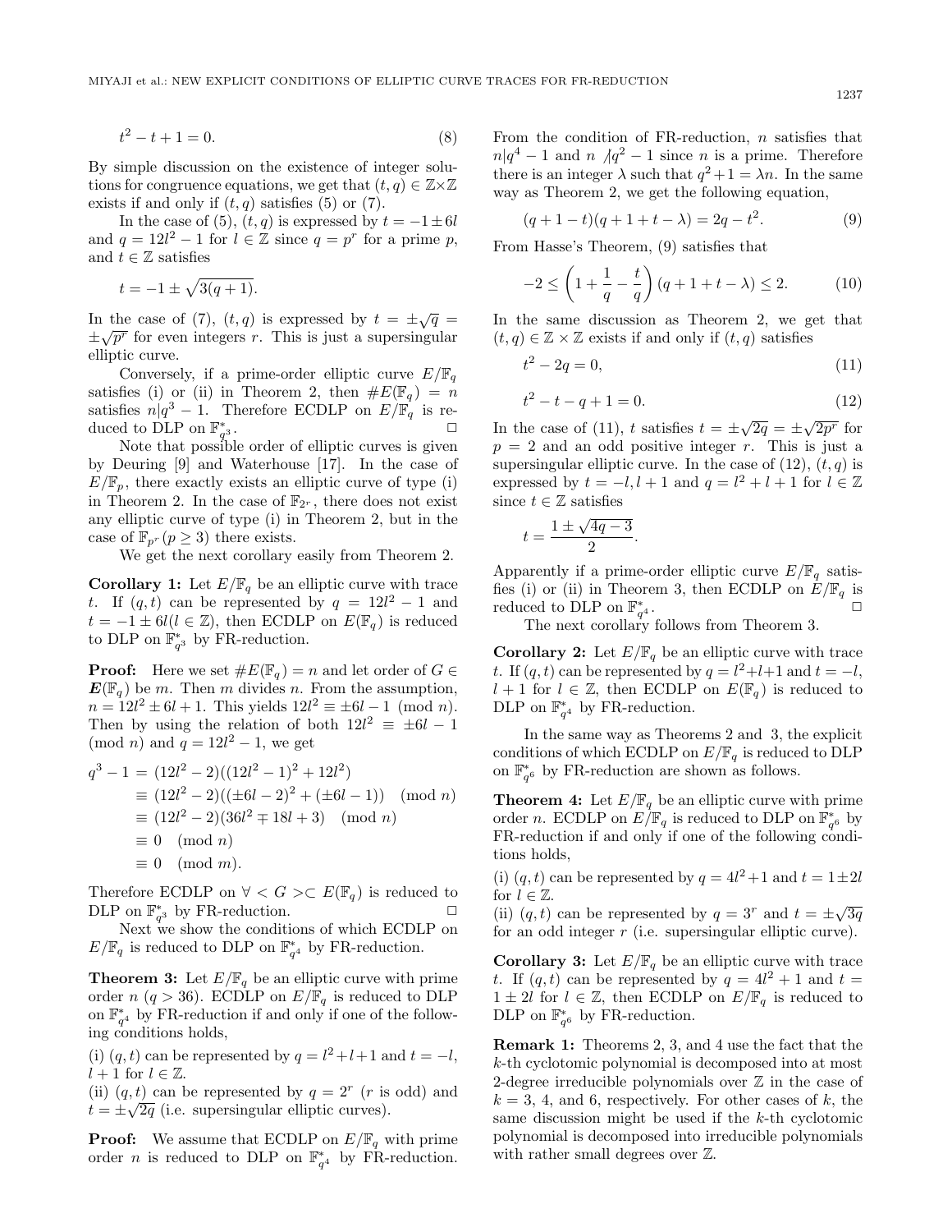$$t^2 - t + 1 = 0. \tag{8}$$

By simple discussion on the existence of integer solutions for congruence equations, we get that $(t, q) \in \mathbb{Z} \times \mathbb{Z}$ exists if and only if $(t, q)$ satisfies (5) or (7).

In the case of (5), $(t, q)$ is expressed by $t = -1 \pm 6l$ and $q = 12l^2 - 1$ for $l \in \mathbb{Z}$ since $q = p^r$ for a prime $p$, and $t \in \mathbb{Z}$ satisfies

$$t = -1 \pm \sqrt{3(q+1)}.$$

In the case of (7), $(t, q)$ is expressed by $t = \pm\sqrt{q} = \pm\sqrt{p^r}$ for even integers $r$. This is just a supersingular elliptic curve.

Conversely, if a prime-order elliptic curve $E/\mathbb{F}_q$ satisfies (i) or (ii) in Theorem 2, then $\#E(\mathbb{F}_q) = n$ satisfies $n | q^3 - 1$. Therefore ECDLP on $E/\mathbb{F}_q$ is reduced to DLP on $\mathbb{F}^*_{q^3}$. □

Note that possible order of elliptic curves is given by Deuring [9] and Waterhouse [17]. In the case of $E/\mathbb{F}_p$, there exactly exists an elliptic curve of type (i) in Theorem 2. In the case of $\mathbb{F}_{2^r}$, there does not exist any elliptic curve of type (i) in Theorem 2, but in the case of $\mathbb{F}_{p^r} (p \geq 3)$ there exists.

We get the next corollary easily from Theorem 2.

**Corollary 1:** Let $E/\mathbb{F}_q$ be an elliptic curve with trace $t$. If $(q, t)$ can be represented by $q = 12l^2 - 1$ and $t = -1 \pm 6l (l \in \mathbb{Z})$, then ECDLP on $E(\mathbb{F}_q)$ is reduced to DLP on $\mathbb{F}^*_{q^3}$ by FR-reduction.

**Proof:** Here we set $\#E(\mathbb{F}_q) = n$ and let order of $G \in \boldsymbol{E}(\mathbb{F}_q)$ be $m$. Then $m$ divides $n$. From the assumption, $n = 12l^2 \pm 6l + 1$. This yields $12l^2 \equiv \pm 6l - 1 \pmod{n}$. Then by using the relation of both $12l^2 \equiv \pm 6l - 1 \pmod{n}$ and $q = 12l^2 - 1$, we get

$$\begin{aligned}
q^3 - 1 &= (12l^2 - 2)((12l^2 - 1)^2 + 12l^2) \\
&\equiv (12l^2 - 2)((\pm 6l - 2)^2 + (\pm 6l - 1)) \pmod{n} \\
&\equiv (12l^2 - 2)(36l^2 \mp 18l + 3) \pmod{n} \\
&\equiv 0 \pmod{n} \\
&\equiv 0 \pmod{m}.
\end{aligned}$$

Therefore ECDLP on $\forall < G > \subset E(\mathbb{F}_q)$ is reduced to DLP on $\mathbb{F}^*_{q^3}$ by FR-reduction. □

Next we show the conditions of which ECDLP on $E/\mathbb{F}_q$ is reduced to DLP on $\mathbb{F}^*_{q^4}$ by FR-reduction.

**Theorem 3:** Let $E/\mathbb{F}_q$ be an elliptic curve with prime order $n$ $(q > 36)$. ECDLP on $E/\mathbb{F}_q$ is reduced to DLP on $\mathbb{F}^*_{q^4}$ by FR-reduction if and only if one of the following conditions holds,

(i) $(q, t)$ can be represented by $q = l^2 + l + 1$ and $t = -l$, $l + 1$ for $l \in \mathbb{Z}$.
(ii) $(q, t)$ can be represented by $q = 2^r$ ($r$ is odd) and $t = \pm\sqrt{2q}$ (i.e. supersingular elliptic curves).

**Proof:** We assume that ECDLP on $E/\mathbb{F}_q$ with prime order $n$ is reduced to DLP on $\mathbb{F}^*_{q^4}$ by FR-reduction. From the condition of FR-reduction, $n$ satisfies that $n | q^4 - 1$ and $n \not| q^2 - 1$ since $n$ is a prime. Therefore there is an integer $\lambda$ such that $q^2 + 1 = \lambda n$. In the same way as Theorem 2, we get the following equation,

$$(q + 1 - t)(q + 1 + t - \lambda) = 2q - t^2. \tag{9}$$

From Hasse's Theorem, (9) satisfies that

$$-2 \leq \left(1 + \frac{1}{q} - \frac{t}{q}\right)(q + 1 + t - \lambda) \leq 2. \tag{10}$$

In the same discussion as Theorem 2, we get that $(t, q) \in \mathbb{Z} \times \mathbb{Z}$ exists if and only if $(t, q)$ satisfies

$$t^2 - 2q = 0, \tag{11}$$

$$t^2 - t - q + 1 = 0. \tag{12}$$

In the case of (11), $t$ satisfies $t = \pm\sqrt{2q} = \pm\sqrt{2p^r}$ for $p = 2$ and an odd positive integer $r$. This is just a supersingular elliptic curve. In the case of (12), $(t, q)$ is expressed by $t = -l, l + 1$ and $q = l^2 + l + 1$ for $l \in \mathbb{Z}$ since $t \in \mathbb{Z}$ satisfies

$$t = \frac{1 \pm \sqrt{4q - 3}}{2}.$$

Apparently if a prime-order elliptic curve $E/\mathbb{F}_q$ satisfies (i) or (ii) in Theorem 3, then ECDLP on $E/\mathbb{F}_q$ is reduced to DLP on $\mathbb{F}^*_{q^4}$. □

The next corollary follows from Theorem 3.

**Corollary 2:** Let $E/\mathbb{F}_q$ be an elliptic curve with trace $t$. If $(q, t)$ can be represented by $q = l^2 + l + 1$ and $t = -l$, $l + 1$ for $l \in \mathbb{Z}$, then ECDLP on $E(\mathbb{F}_q)$ is reduced to DLP on $\mathbb{F}^*_{q^4}$ by FR-reduction.

In the same way as Theorems 2 and 3, the explicit conditions of which ECDLP on $E/\mathbb{F}_q$ is reduced to DLP on $\mathbb{F}^*_{q^6}$ by FR-reduction are shown as follows.

**Theorem 4:** Let $E/\mathbb{F}_q$ be an elliptic curve with prime order $n$. ECDLP on $E/\mathbb{F}_q$ is reduced to DLP on $\mathbb{F}^*_{q^6}$ by FR-reduction if and only if one of the following conditions holds,

(i) $(q, t)$ can be represented by $q = 4l^2 + 1$ and $t = 1 \pm 2l$ for $l \in \mathbb{Z}$.
(ii) $(q, t)$ can be represented by $q = 3^r$ and $t = \pm\sqrt{3q}$ for an odd integer $r$ (i.e. supersingular elliptic curve).

**Corollary 3:** Let $E/\mathbb{F}_q$ be an elliptic curve with trace $t$. If $(q, t)$ can be represented by $q = 4l^2 + 1$ and $t = 1 \pm 2l$ for $l \in \mathbb{Z}$, then ECDLP on $E/\mathbb{F}_q$ is reduced to DLP on $\mathbb{F}^*_{q^6}$ by FR-reduction.

**Remark 1:** Theorems 2, 3, and 4 use the fact that the $k$-th cyclotomic polynomial is decomposed into at most 2-degree irreducible polynomials over $\mathbb{Z}$ in the case of $k$ = 3, 4, and 6, respectively. For other cases of $k$, the same discussion might be used if the $k$-th cyclotomic polynomial is decomposed into irreducible polynomials with rather small degrees over $\mathbb{Z}$.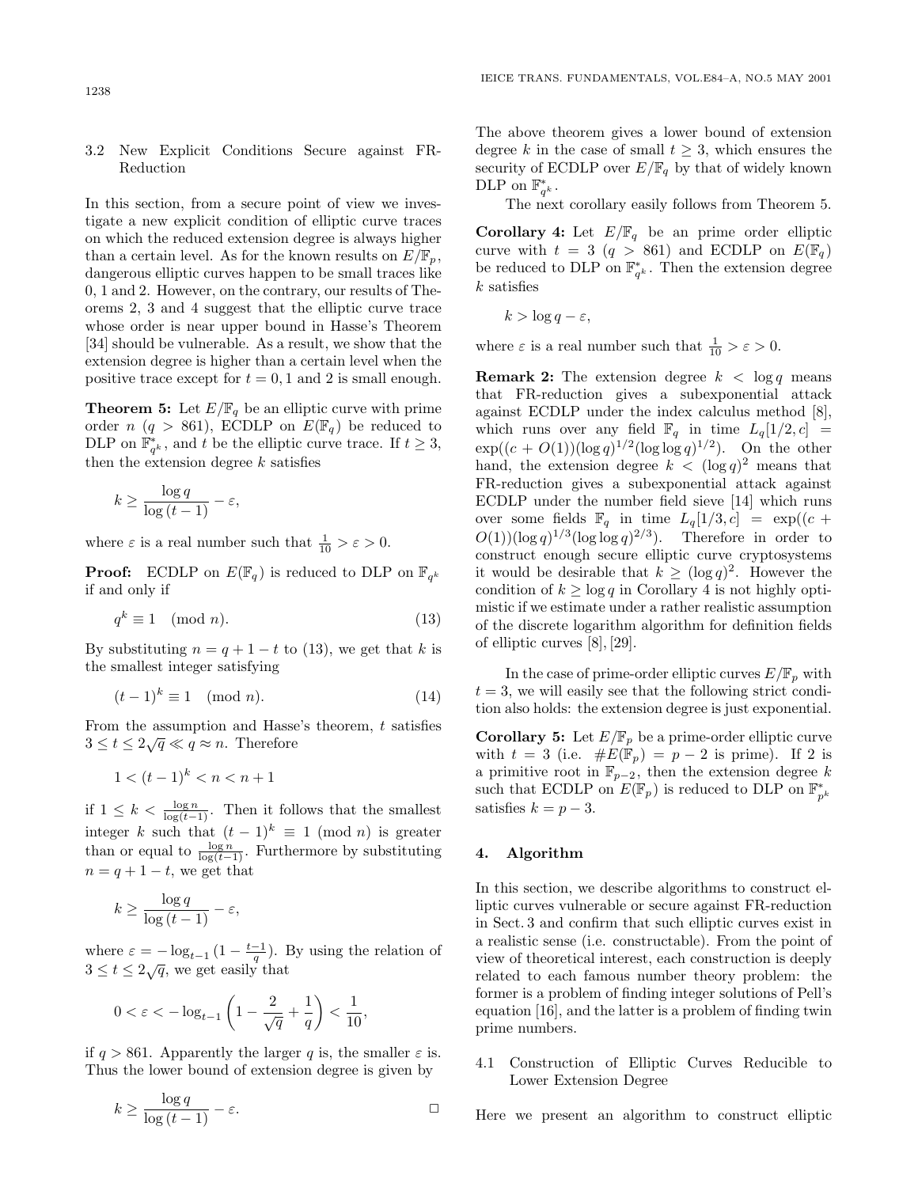### 3.2 New Explicit Conditions Secure against FR-Reduction

In this section, from a secure point of view we investigate a new explicit condition of elliptic curve traces on which the reduced extension degree is always higher than a certain level. As for the known results on $E/\mathbb{F}_p$, dangerous elliptic curves happen to be small traces like 0, 1 and 2. However, on the contrary, our results of Theorems 2, 3 and 4 suggest that the elliptic curve trace whose order is near upper bound in Hasse's Theorem [34] should be vulnerable. As a result, we show that the extension degree is higher than a certain level when the positive trace except for $t = 0, 1$ and 2 is small enough.

**Theorem 5:** Let $E/\mathbb{F}_q$ be an elliptic curve with prime order $n$ ($q > 861$), ECDLP on $E(\mathbb{F}_q)$ be reduced to DLP on $\mathbb{F}_{q^k}^*$, and $t$ be the elliptic curve trace. If $t \geq 3$, then the extension degree $k$ satisfies

$$k \geq \frac{\log q}{\log(t-1)} - \varepsilon,$$

where $\varepsilon$ is a real number such that $\frac{1}{10} > \varepsilon > 0$.

**Proof:** ECDLP on $E(\mathbb{F}_q)$ is reduced to DLP on $\mathbb{F}_{q^k}$ if and only if

$$q^k \equiv 1 \pmod{n}. \tag{13}$$

By substituting $n = q + 1 - t$ to (13), we get that $k$ is the smallest integer satisfying

$$(t-1)^k \equiv 1 \pmod{n}. \tag{14}$$

From the assumption and Hasse's theorem, $t$ satisfies $3 \leq t \leq 2\sqrt{q} \ll q \approx n$. Therefore

$$1 < (t-1)^k < n < n+1$$

if $1 \leq k < \frac{\log n}{\log(t-1)}$. Then it follows that the smallest integer $k$ such that $(t-1)^k \equiv 1 \pmod{n}$ is greater than or equal to $\frac{\log n}{\log(t-1)}$. Furthermore by substituting $n = q + 1 - t$, we get that

$$k \geq \frac{\log q}{\log(t-1)} - \varepsilon,$$

where $\varepsilon = -\log_{t-1}(1 - \frac{t-1}{q})$. By using the relation of $3 \leq t \leq 2\sqrt{q}$, we get easily that

$$0 < \varepsilon < -\log_{t-1}\left(1 - \frac{2}{\sqrt{q}} + \frac{1}{q}\right) < \frac{1}{10},$$

if $q > 861$. Apparently the larger $q$ is, the smaller $\varepsilon$ is. Thus the lower bound of extension degree is given by

$$k \geq \frac{\log q}{\log(t-1)} - \varepsilon. \qquad \square$$

The above theorem gives a lower bound of extension degree $k$ in the case of small $t \geq 3$, which ensures the security of ECDLP over $E/\mathbb{F}_q$ by that of widely known DLP on $\mathbb{F}_{q^k}^*$.

The next corollary easily follows from Theorem 5.

**Corollary 4:** Let $E/\mathbb{F}_q$ be an prime order elliptic curve with $t = 3$ ($q > 861$) and ECDLP on $E(\mathbb{F}_q)$ be reduced to DLP on $\mathbb{F}_{q^k}^*$. Then the extension degree $k$ satisfies

$$k > \log q - \varepsilon,$$

where $\varepsilon$ is a real number such that $\frac{1}{10} > \varepsilon > 0$.

**Remark 2:** The extension degree $k < \log q$ means that FR-reduction gives a subexponential attack against ECDLP under the index calculus method [8], which runs over any field $\mathbb{F}_q$ in time $L_q[1/2, c] = \exp((c + O(1))(\log q)^{1/2}(\log\log q)^{1/2})$. On the other hand, the extension degree $k < (\log q)^2$ means that FR-reduction gives a subexponential attack against ECDLP under the number field sieve [14] which runs over some fields $\mathbb{F}_q$ in time $L_q[1/3, c] = \exp((c + O(1))(\log q)^{1/3}(\log\log q)^{2/3})$. Therefore in order to construct enough secure elliptic curve cryptosystems it would be desirable that $k \geq (\log q)^2$. However the condition of $k \geq \log q$ in Corollary 4 is not highly optimistic if we estimate under a rather realistic assumption of the discrete logarithm algorithm for definition fields of elliptic curves [8], [29].

In the case of prime-order elliptic curves $E/\mathbb{F}_p$ with $t = 3$, we will easily see that the following strict condition also holds: the extension degree is just exponential.

**Corollary 5:** Let $E/\mathbb{F}_p$ be a prime-order elliptic curve with $t = 3$ (i.e. $\#E(\mathbb{F}_p) = p - 2$ is prime). If 2 is a primitive root in $\mathbb{F}_{p-2}$, then the extension degree $k$ such that ECDLP on $E(\mathbb{F}_p)$ is reduced to DLP on $\mathbb{F}_{p^k}^*$ satisfies $k = p - 3$.

## 4. Algorithm

In this section, we describe algorithms to construct elliptic curves vulnerable or secure against FR-reduction in Sect. 3 and confirm that such elliptic curves exist in a realistic sense (i.e. constructable). From the point of view of theoretical interest, each construction is deeply related to each famous number theory problem: the former is a problem of finding integer solutions of Pell's equation [16], and the latter is a problem of finding twin prime numbers.

### 4.1 Construction of Elliptic Curves Reducible to Lower Extension Degree

Here we present an algorithm to construct elliptic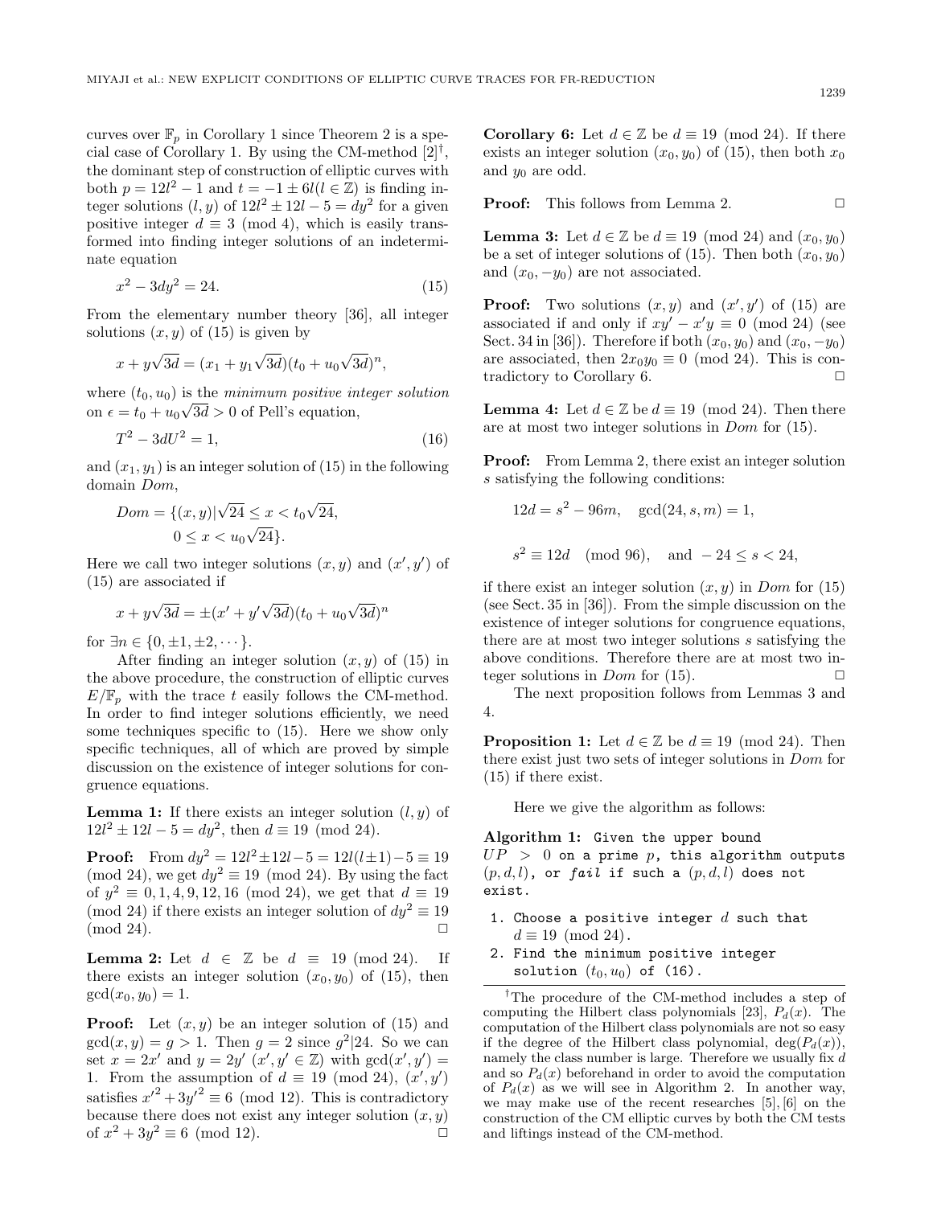curves over $\mathbb{F}_p$ in Corollary 1 since Theorem 2 is a special case of Corollary 1. By using the CM-method [2][†], the dominant step of construction of elliptic curves with both $p = 12l^2 - 1$ and $t = -1 \pm 6l (l \in \mathbb{Z})$ is finding integer solutions $(l, y)$ of $12l^2 \pm 12l - 5 = dy^2$ for a given positive integer $d \equiv 3 \pmod 4$, which is easily transformed into finding integer solutions of an indeterminate equation

$$x^2 - 3dy^2 = 24. \tag{15}$$

From the elementary number theory [36], all integer solutions $(x, y)$ of (15) is given by

$$x + y\sqrt{3d} = (x_1 + y_1\sqrt{3d})(t_0 + u_0\sqrt{3d})^n,$$

where $(t_0, u_0)$ is the *minimum positive integer solution* on $\epsilon = t_0 + u_0\sqrt{3d} > 0$ of Pell's equation,

$$T^2 - 3dU^2 = 1, \tag{16}$$

and $(x_1, y_1)$ is an integer solution of (15) in the following domain *Dom*,

$$Dom = \{(x, y) | \sqrt{24} \le x < t_0\sqrt{24}, \\ 0 \le x < u_0\sqrt{24}\}.$$

Here we call two integer solutions $(x, y)$ and $(x', y')$ of (15) are associated if

$$x + y\sqrt{3d} = \pm(x' + y'\sqrt{3d})(t_0 + u_0\sqrt{3d})^n$$

for $\exists n \in \{0, \pm 1, \pm 2, \cdots\}$.

After finding an integer solution $(x, y)$ of (15) in the above procedure, the construction of elliptic curves $E/\mathbb{F}_p$ with the trace $t$ easily follows the CM-method. In order to find integer solutions efficiently, we need some techniques specific to (15). Here we show only specific techniques, all of which are proved by simple discussion on the existence of integer solutions for congruence equations.

**Lemma 1:** If there exists an integer solution $(l, y)$ of $12l^2 \pm 12l - 5 = dy^2$, then $d \equiv 19 \pmod{24}$.

**Proof:** From $dy^2 = 12l^2 \pm 12l - 5 = 12l(l \pm 1) - 5 \equiv 19 \pmod{24}$, we get $dy^2 \equiv 19 \pmod{24}$. By using the fact of $y^2 \equiv 0, 1, 4, 9, 12, 16 \pmod{24}$, we get that $d \equiv 19 \pmod{24}$ if there exists an integer solution of $dy^2 \equiv 19 \pmod{24}$. □

**Lemma 2:** Let $d \in \mathbb{Z}$ be $d \equiv 19 \pmod{24}$. If there exists an integer solution $(x_0, y_0)$ of (15), then $\gcd(x_0, y_0) = 1$.

**Proof:** Let $(x, y)$ be an integer solution of (15) and $\gcd(x, y) = g > 1$. Then $g = 2$ since $g^2 | 24$. So we can set $x = 2x'$ and $y = 2y'$ $(x', y' \in \mathbb{Z})$ with $\gcd(x', y') = 1$. From the assumption of $d \equiv 19 \pmod{24}$, $(x', y')$ satisfies ${x'}^2 + 3{y'}^2 \equiv 6 \pmod{12}$. This is contradictory because there does not exist any integer solution $(x, y)$ of $x^2 + 3y^2 \equiv 6 \pmod{12}$. □

**Corollary 6:** Let $d \in \mathbb{Z}$ be $d \equiv 19 \pmod{24}$. If there exists an integer solution $(x_0, y_0)$ of (15), then both $x_0$ and $y_0$ are odd.

**Proof:** This follows from Lemma 2. □

**Lemma 3:** Let $d \in \mathbb{Z}$ be $d \equiv 19 \pmod{24}$ and $(x_0, y_0)$ be a set of integer solutions of (15). Then both $(x_0, y_0)$ and $(x_0, -y_0)$ are not associated.

**Proof:** Two solutions $(x, y)$ and $(x', y')$ of (15) are associated if and only if $xy' - x'y \equiv 0 \pmod{24}$ (see Sect. 34 in [36]). Therefore if both $(x_0, y_0)$ and $(x_0, -y_0)$ are associated, then $2x_0y_0 \equiv 0 \pmod{24}$. This is contradictory to Corollary 6. □

**Lemma 4:** Let $d \in \mathbb{Z}$ be $d \equiv 19 \pmod{24}$. Then there are at most two integer solutions in *Dom* for (15).

**Proof:** From Lemma 2, there exist an integer solution $s$ satisfying the following conditions:

$$12d = s^2 - 96m, \quad \gcd(24, s, m) = 1,$$

$$s^2 \equiv 12d \pmod{96}, \quad \text{and } -24 \le s < 24,$$

if there exist an integer solution $(x, y)$ in *Dom* for (15) (see Sect. 35 in [36]). From the simple discussion on the existence of integer solutions for congruence equations, there are at most two integer solutions $s$ satisfying the above conditions. Therefore there are at most two integer solutions in *Dom* for (15). □

The next proposition follows from Lemmas 3 and 4.

**Proposition 1:** Let $d \in \mathbb{Z}$ be $d \equiv 19 \pmod{24}$. Then there exist just two sets of integer solutions in *Dom* for (15) if there exist.

Here we give the algorithm as follows:

**Algorithm 1:** Given the upper bound $UP > 0$ on a prime $p$, this algorithm outputs $(p, d, l)$, or *fail* if such a $(p, d, l)$ does not exist.

1. Choose a positive integer $d$ such that $d \equiv 19 \pmod{24}$.
2. Find the minimum positive integer solution $(t_0, u_0)$ of (16).

[†]The procedure of the CM-method includes a step of computing the Hilbert class polynomials [23], $P_d(x)$. The computation of the Hilbert class polynomials are not so easy if the degree of the Hilbert class polynomial, $\deg(P_d(x))$, namely the class number is large. Therefore we usually fix $d$ and so $P_d(x)$ beforehand in order to avoid the computation of $P_d(x)$ as we will see in Algorithm 2. In another way, we may make use of the recent researches [5], [6] on the construction of the CM elliptic curves by both the CM tests and liftings instead of the CM-method.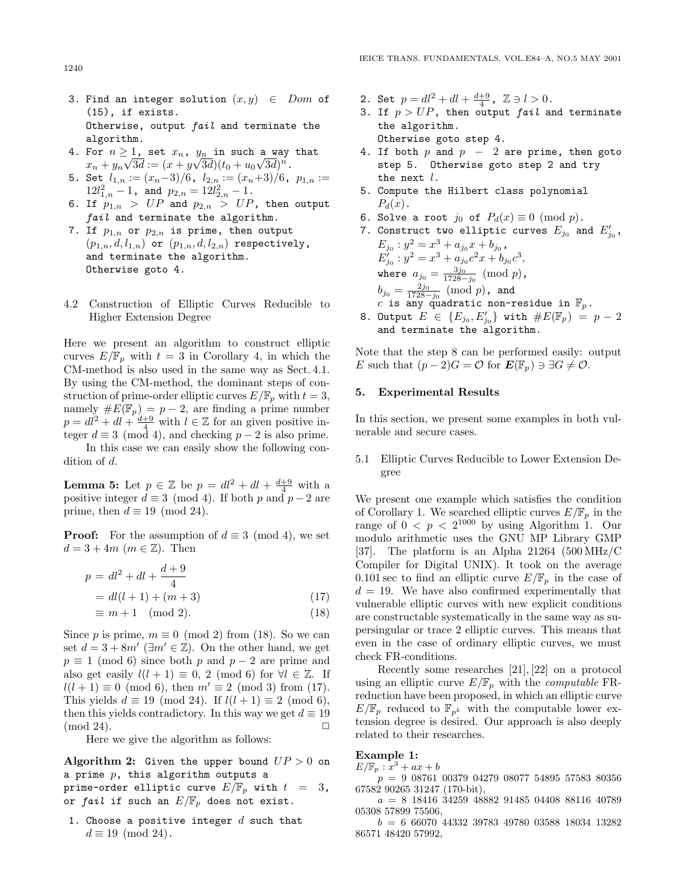3. Find an integer solution $(x, y) \in Dom$ of (15), if exists.
   Otherwise, output *fail* and terminate the algorithm.
4. For $n \geq 1$, set $x_n$, $y_n$ in such a way that $x_n + y_n\sqrt{3d} := (x + y\sqrt{3d})(t_0 + u_0\sqrt{3d})^n$.
5. Set $l_{1,n} := (x_n - 3)/6$, $l_{2,n} := (x_n + 3)/6$, $p_{1,n} := 12l_{1,n}^2 - 1$, and $p_{2,n} = 12l_{2,n}^2 - 1$.
6. If $p_{1,n} > UP$ and $p_{2,n} > UP$, then output *fail* and terminate the algorithm.
7. If $p_{1,n}$ or $p_{2,n}$ is prime, then output $(p_{1,n}, d, l_{1,n})$ or $(p_{1,n}, d, l_{2,n})$ respectively, and terminate the algorithm.
   Otherwise goto 4.

## 4.2 Construction of Elliptic Curves Reducible to Higher Extension Degree

Here we present an algorithm to construct elliptic curves $E/\mathbb{F}_p$ with $t = 3$ in Corollary 4, in which the CM-method is also used in the same way as Sect. 4.1. By using the CM-method, the dominant steps of construction of prime-order elliptic curves $E/\mathbb{F}_p$ with $t = 3$, namely $\#E(\mathbb{F}_p) = p - 2$, are finding a prime number $p = dl^2 + dl + \frac{d+9}{4}$ with $l \in \mathbb{Z}$ for an given positive integer $d \equiv 3 \pmod 4$, and checking $p - 2$ is also prime.

In this case we can easily show the following condition of $d$.

**Lemma 5:** Let $p \in \mathbb{Z}$ be $p = dl^2 + dl + \frac{d+9}{4}$ with a positive integer $d \equiv 3 \pmod 4$. If both $p$ and $p - 2$ are prime, then $d \equiv 19 \pmod{24}$.

**Proof:** For the assumption of $d \equiv 3 \pmod 4$, we set $d = 3 + 4m$ ($m \in \mathbb{Z}$). Then

$$p = dl^2 + dl + \frac{d+9}{4}$$
$$= dl(l+1) + (m+3) \tag{17}$$
$$\equiv m + 1 \pmod 2. \tag{18}$$

Since $p$ is prime, $m \equiv 0 \pmod 2$ from (18). So we can set $d = 3 + 8m'$ ($\exists m' \in \mathbb{Z}$). On the other hand, we get $p \equiv 1 \pmod 6$ since both $p$ and $p - 2$ are prime and also get easily $l(l+1) \equiv 0,\ 2 \pmod 6$ for $\forall l \in \mathbb{Z}$. If $l(l+1) \equiv 0 \pmod 6$, then $m' \equiv 2 \pmod 3$ from (17). This yields $d \equiv 19 \pmod{24}$. If $l(l+1) \equiv 2 \pmod 6$, then this yields contradictory. In this way we get $d \equiv 19 \pmod{24}$. □

Here we give the algorithm as follows:

**Algorithm 2:** Given the upper bound $UP > 0$ on a prime $p$, this algorithm outputs a prime-order elliptic curve $E/\mathbb{F}_p$ with $t = 3$, or *fail* if such an $E/\mathbb{F}_p$ does not exist.

1. Choose a positive integer $d$ such that $d \equiv 19 \pmod{24}$.
2. Set $p = dl^2 + dl + \frac{d+9}{4}$, $\mathbb{Z} \ni l > 0$.
3. If $p > UP$, then output *fail* and terminate the algorithm.
   Otherwise goto step 4.
4. If both $p$ and $p - 2$ are prime, then goto step 5. Otherwise goto step 2 and try the next $l$.
5. Compute the Hilbert class polynomial $P_d(x)$.
6. Solve a root $j_0$ of $P_d(x) \equiv 0 \pmod p$.
7. Construct two elliptic curves $E_{j_0}$ and $E'_{j_0}$,
   $E_{j_0} : y^2 = x^3 + a_{j_0}x + b_{j_0}$,
   $E'_{j_0} : y^2 = x^3 + a_{j_0}c^2x + b_{j_0}c^3$,
   where $a_{j_0} = \frac{3j_0}{1728 - j_0} \pmod p$,
   $b_{j_0} = \frac{2j_0}{1728 - j_0} \pmod p$, and
   $c$ is any quadratic non-residue in $\mathbb{F}_p$.
8. Output $E \in \{E_{j_0}, E'_{j_0}\}$ with $\#E(\mathbb{F}_p) = p - 2$ and terminate the algorithm.

Note that the step 8 can be performed easily: output $E$ such that $(p-2)G = \mathcal{O}$ for $\boldsymbol{E}(\mathbb{F}_p) \ni \exists G \neq \mathcal{O}$.

## 5. Experimental Results

In this section, we present some examples in both vulnerable and secure cases.

### 5.1 Elliptic Curves Reducible to Lower Extension Degree

We present one example which satisfies the condition of Corollary 1. We searched elliptic curves $E/\mathbb{F}_p$ in the range of $0 < p < 2^{1000}$ by using Algorithm 1. Our modulo arithmetic uses the GNU MP Library GMP [37]. The platform is an Alpha 21264 (500 MHz/C Compiler for Digital UNIX). It took on the average 0.101 sec to find an elliptic curve $E/\mathbb{F}_p$ in the case of $d = 19$. We have also confirmed experimentally that vulnerable elliptic curves with new explicit conditions are constructable systematically in the same way as supersingular or trace 2 elliptic curves. This means that even in the case of ordinary elliptic curves, we must check FR-conditions.

Recently some researches [21], [22] on a protocol using an elliptic curve $E/\mathbb{F}_p$ with the *computable* FR-reduction have been proposed, in which an elliptic curve $E/\mathbb{F}_p$ reduced to $\mathbb{F}_{p^k}$ with the computable lower extension degree is desired. Our approach is also deeply related to their researches.

**Example 1:**
$E/\mathbb{F}_p : x^3 + ax + b$
$p$ = 9 08761 00379 04279 08077 54895 57583 80356 67582 90265 31247 (170-bit),
$a$ = 8 18416 34259 48882 91485 04408 88116 40789 05308 57899 75506,
$b$ = 6 66070 44332 39783 49780 03588 18034 13282 86571 48420 57992,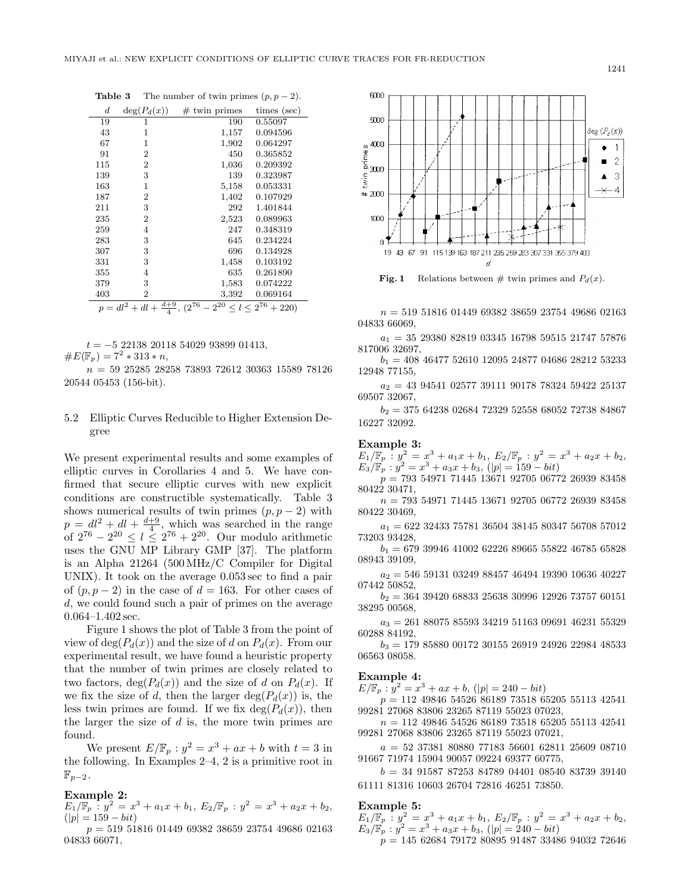**Table 3** The number of twin primes $(p, p-2)$.

| $d$ | $\deg(P_d(x))$ | # twin primes | times (sec) |
|---|---|---|---|
| 19 | 1 | 190 | 0.55097 |
| 43 | 1 | 1,157 | 0.094596 |
| 67 | 1 | 1,902 | 0.064297 |
| 91 | 2 | 450 | 0.365852 |
| 115 | 2 | 1,036 | 0.209392 |
| 139 | 3 | 139 | 0.323987 |
| 163 | 1 | 5,158 | 0.053331 |
| 187 | 2 | 1,402 | 0.107929 |
| 211 | 3 | 292 | 1.401844 |
| 235 | 2 | 2,523 | 0.089963 |
| 259 | 4 | 247 | 0.348319 |
| 283 | 3 | 645 | 0.234224 |
| 307 | 3 | 696 | 0.134928 |
| 331 | 3 | 1,458 | 0.103192 |
| 355 | 4 | 635 | 0.261890 |
| 379 | 3 | 1,583 | 0.074222 |
| 403 | 2 | 3,392 | 0.069164 |

$p = dl^2 + dl + \frac{d+9}{4}$, $(2^{76} - 2^{20} \le l \le 2^{76} + 220)$

$t = -5\ 22138\ 20118\ 54029\ 93899\ 01413$,
$\#E(\mathbb{F}_p) = 7^2 * 313 * n$,
$n = 59\ 25285\ 28258\ 73893\ 72612\ 30363\ 15589\ 78126\ 20544\ 05453$ (156-bit).

### 5.2 Elliptic Curves Reducible to Higher Extension Degree

We present experimental results and some examples of elliptic curves in Corollaries 4 and 5. We have confirmed that secure elliptic curves with new explicit conditions are constructible systematically. Table 3 shows numerical results of twin primes $(p, p-2)$ with $p = dl^2 + dl + \frac{d+9}{4}$, which was searched in the range of $2^{76} - 2^{20} \le l \le 2^{76} + 2^{20}$. Our modulo arithmetic uses the GNU MP Library GMP [37]. The platform is an Alpha 21264 (500 MHz/C Compiler for Digital UNIX). It took on the average 0.053 sec to find a pair of $(p, p-2)$ in the case of $d = 163$. For other cases of $d$, we could found such a pair of primes on the average 0.064–1.402 sec.

Figure 1 shows the plot of Table 3 from the point of view of $\deg(P_d(x))$ and the size of $d$ on $P_d(x)$. From our experimental result, we have found a heuristic property that the number of twin primes are closely related to two factors, $\deg(P_d(x))$ and the size of $d$ on $P_d(x)$. If we fix the size of $d$, then the larger $\deg(P_d(x))$ is, the less twin primes are found. If we fix $\deg(P_d(x))$, then the larger the size of $d$ is, the more twin primes are found.

We present $E/\mathbb{F}_p : y^2 = x^3 + ax + b$ with $t = 3$ in the following. In Examples 2–4, 2 is a primitive root in $\mathbb{F}_{p-2}$.

**Example 2:**
$E_1/\mathbb{F}_p : y^2 = x^3 + a_1x + b_1$, $E_2/\mathbb{F}_p : y^2 = x^3 + a_2x + b_2$, $(|p| = 159 - bit)$

$p = 519\ 51816\ 01449\ 69382\ 38659\ 23754\ 49686\ 02163\ 04833\ 66071$,

6000
5000
4000
3000
2000
1000
0
# twin primes
19 43 67 91 115 139 163 187 211 235 259 283 307 331 355 379 403
$d$
$\deg(P_d(x))$
1
2
3
4

**Fig. 1** Relations between # twin primes and $P_d(x)$.

$n = 519\ 51816\ 01449\ 69382\ 38659\ 23754\ 49686\ 02163\ 04833\ 66069$,

$a_1 = 35\ 29380\ 82819\ 03345\ 16798\ 59515\ 21747\ 57876\ 817006\ 32697$,

$b_1 = 408\ 46477\ 52610\ 12095\ 24877\ 04686\ 28212\ 53233\ 12948\ 77155$,

$a_2 = 43\ 94541\ 02577\ 39111\ 90178\ 78324\ 59422\ 25137\ 69507\ 32067$,

$b_2 = 375\ 64238\ 02684\ 72329\ 52558\ 68052\ 72738\ 84867\ 16227\ 32092$.

**Example 3:**
$E_1/\mathbb{F}_p : y^2 = x^3 + a_1x + b_1$, $E_2/\mathbb{F}_p : y^2 = x^3 + a_2x + b_2$, $E_3/\mathbb{F}_p : y^2 = x^3 + a_3x + b_3$, $(|p| = 159 - bit)$

$p = 793\ 54971\ 71445\ 13671\ 92705\ 06772\ 26939\ 83458\ 80422\ 30471$,

$n = 793\ 54971\ 71445\ 13671\ 92705\ 06772\ 26939\ 83458\ 80422\ 30469$,

$a_1 = 622\ 32433\ 75781\ 36504\ 38145\ 80347\ 56708\ 57012\ 73203\ 93428$,

$b_1 = 679\ 39946\ 41002\ 62226\ 89665\ 55822\ 46785\ 65828\ 08943\ 39109$,

$a_2 = 546\ 59131\ 03249\ 88457\ 46494\ 19390\ 10636\ 40227\ 07442\ 50852$,

$b_2 = 364\ 39420\ 68833\ 25638\ 30996\ 12926\ 73757\ 60151\ 38295\ 00568$,

$a_3 = 261\ 88075\ 85593\ 34219\ 51163\ 09691\ 46231\ 55329\ 60288\ 84192$,

$b_3 = 179\ 85880\ 00172\ 30155\ 26919\ 24926\ 22984\ 48533\ 06563\ 08058$.

**Example 4:**
$E/\mathbb{F}_p : y^2 = x^3 + ax + b$, $(|p| = 240 - bit)$

$p = 112\ 49846\ 54526\ 86189\ 73518\ 65205\ 55113\ 42541\ 99281\ 27068\ 83806\ 23265\ 87119\ 55023\ 07023$,

$n = 112\ 49846\ 54526\ 86189\ 73518\ 65205\ 55113\ 42541\ 99281\ 27068\ 83806\ 23265\ 87119\ 55023\ 07021$,

$a = 52\ 37381\ 80880\ 77183\ 56601\ 62811\ 25609\ 08710\ 91667\ 71974\ 15904\ 90057\ 09224\ 69377\ 60775$,

$b = 34\ 91587\ 87253\ 84789\ 04401\ 08540\ 83739\ 39140\ 61111\ 81316\ 10603\ 26704\ 72816\ 46251\ 73850$.

**Example 5:**
$E_1/\mathbb{F}_p : y^2 = x^3 + a_1x + b_1$, $E_2/\mathbb{F}_p : y^2 = x^3 + a_2x + b_2$, $E_3/\mathbb{F}_p : y^2 = x^3 + a_3x + b_3$, $(|p| = 240 - bit)$

$p = 145\ 62684\ 79172\ 80895\ 91487\ 33486\ 94032\ 72646$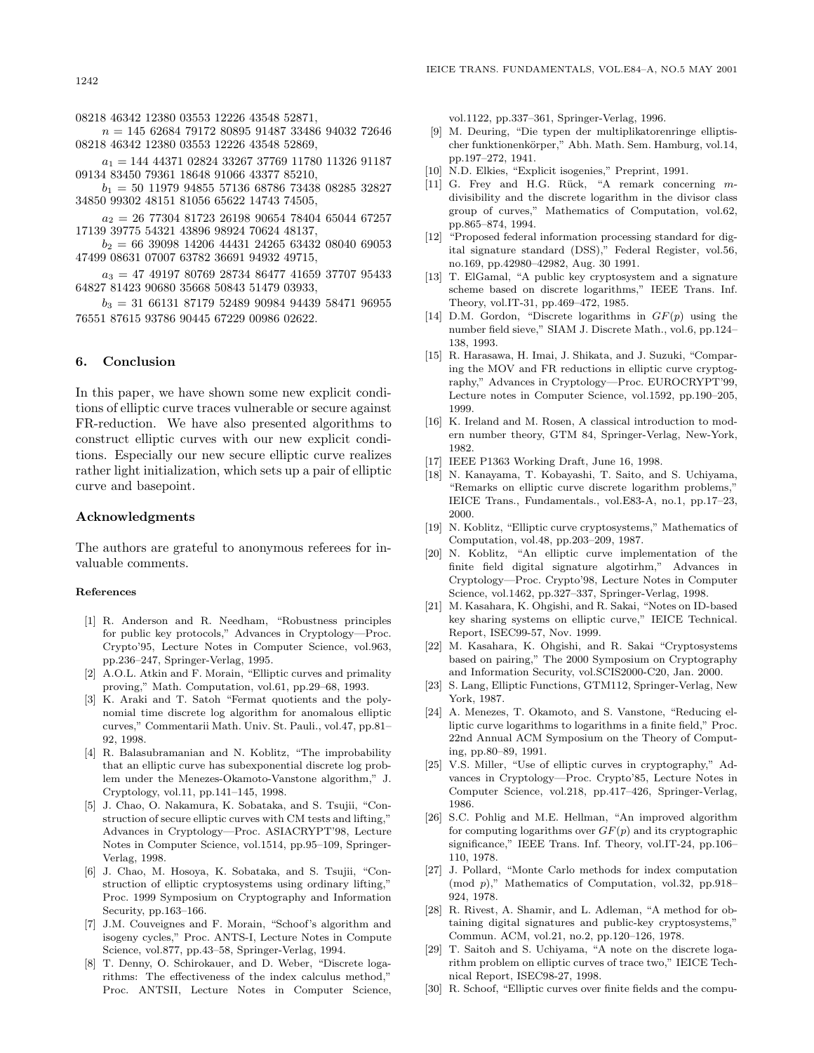08218 46342 12380 03553 12226 43548 52871,

$n$ = 145 62684 79172 80895 91487 33486 94032 72646 08218 46342 12380 03553 12226 43548 52869,

$a_1$ = 144 44371 02824 33267 37769 11780 11326 91187 09134 83450 79361 18648 91066 43377 85210,

$b_1$ = 50 11979 94855 57136 68786 73438 08285 32827 34850 99302 48151 81056 65622 14743 74505,

$a_2$ = 26 77304 81723 26198 90654 78404 65044 67257 17139 39775 54321 43896 98924 70624 48137,

$b_2$ = 66 39098 14206 44431 24265 63432 08040 69053 47499 08631 07007 63782 36691 94932 49715,

$a_3$ = 47 49197 80769 28734 86477 41659 37707 95433 64827 81423 90680 35668 50843 51479 03933,

$b_3$ = 31 66131 87179 52489 90984 94439 58471 96955 76551 87615 93786 90445 67229 00986 02622.

## 6. Conclusion

In this paper, we have shown some new explicit conditions of elliptic curve traces vulnerable or secure against FR-reduction. We have also presented algorithms to construct elliptic curves with our new explicit conditions. Especially our new secure elliptic curve realizes rather light initialization, which sets up a pair of elliptic curve and basepoint.

## Acknowledgments

The authors are grateful to anonymous referees for invaluable comments.

### References

[1] R. Anderson and R. Needham, "Robustness principles for public key protocols," Advances in Cryptology—Proc. Crypto'95, Lecture Notes in Computer Science, vol.963, pp.236–247, Springer-Verlag, 1995.

[2] A.O.L. Atkin and F. Morain, "Elliptic curves and primality proving," Math. Computation, vol.61, pp.29–68, 1993.

[3] K. Araki and T. Satoh "Fermat quotients and the polynomial time discrete log algorithm for anomalous elliptic curves," Commentarii Math. Univ. St. Pauli., vol.47, pp.81–92, 1998.

[4] R. Balasubramanian and N. Koblitz, "The improbability that an elliptic curve has subexponential discrete log problem under the Menezes-Okamoto-Vanstone algorithm," J. Cryptology, vol.11, pp.141–145, 1998.

[5] J. Chao, O. Nakamura, K. Sobataka, and S. Tsujii, "Construction of secure elliptic curves with CM tests and lifting," Advances in Cryptology—Proc. ASIACRYPT'98, Lecture Notes in Computer Science, vol.1514, pp.95–109, Springer-Verlag, 1998.

[6] J. Chao, M. Hosoya, K. Sobataka, and S. Tsujii, "Construction of elliptic cryptosystems using ordinary lifting," Proc. 1999 Symposium on Cryptography and Information Security, pp.163–166.

[7] J.M. Couveignes and F. Morain, "Schoof's algorithm and isogeny cycles," Proc. ANTS-I, Lecture Notes in Compute Science, vol.877, pp.43–58, Springer-Verlag, 1994.

[8] T. Denny, O. Schirokauer, and D. Weber, "Discrete logarithms: The effectiveness of the index calculus method," Proc. ANTSII, Lecture Notes in Computer Science, vol.1122, pp.337–361, Springer-Verlag, 1996.

[9] M. Deuring, "Die typen der multiplikatorenringe elliptischer funktionenkörper," Abh. Math. Sem. Hamburg, vol.14, pp.197–272, 1941.

[10] N.D. Elkies, "Explicit isogenies," Preprint, 1991.

[11] G. Frey and H.G. Rück, "A remark concerning $m$-divisibility and the discrete logarithm in the divisor class group of curves," Mathematics of Computation, vol.62, pp.865–874, 1994.

[12] "Proposed federal information processing standard for digital signature standard (DSS)," Federal Register, vol.56, no.169, pp.42980–42982, Aug. 30 1991.

[13] T. ElGamal, "A public key cryptosystem and a signature scheme based on discrete logarithms," IEEE Trans. Inf. Theory, vol.IT-31, pp.469–472, 1985.

[14] D.M. Gordon, "Discrete logarithms in $GF(p)$ using the number field sieve," SIAM J. Discrete Math., vol.6, pp.124–138, 1993.

[15] R. Harasawa, H. Imai, J. Shikata, and J. Suzuki, "Comparing the MOV and FR reductions in elliptic curve cryptography," Advances in Cryptology—Proc. EUROCRYPT'99, Lecture notes in Computer Science, vol.1592, pp.190–205, 1999.

[16] K. Ireland and M. Rosen, A classical introduction to modern number theory, GTM 84, Springer-Verlag, New-York, 1982.

[17] IEEE P1363 Working Draft, June 16, 1998.

[18] N. Kanayama, T. Kobayashi, T. Saito, and S. Uchiyama, "Remarks on elliptic curve discrete logarithm problems," IEICE Trans., Fundamentals., vol.E83-A, no.1, pp.17–23, 2000.

[19] N. Koblitz, "Elliptic curve cryptosystems," Mathematics of Computation, vol.48, pp.203–209, 1987.

[20] N. Koblitz, "An elliptic curve implementation of the finite field digital signature algotirhm," Advances in Cryptology—Proc. Crypto'98, Lecture Notes in Computer Science, vol.1462, pp.327–337, Springer-Verlag, 1998.

[21] M. Kasahara, K. Ohgishi, and R. Sakai, "Notes on ID-based key sharing systems on elliptic curve," IEICE Technical. Report, ISEC99-57, Nov. 1999.

[22] M. Kasahara, K. Ohgishi, and R. Sakai "Cryptosystems based on pairing," The 2000 Symposium on Cryptography and Information Security, vol.SCIS2000-C20, Jan. 2000.

[23] S. Lang, Elliptic Functions, GTM112, Springer-Verlag, New York, 1987.

[24] A. Menezes, T. Okamoto, and S. Vanstone, "Reducing elliptic curve logarithms to logarithms in a finite field," Proc. 22nd Annual ACM Symposium on the Theory of Computing, pp.80–89, 1991.

[25] V.S. Miller, "Use of elliptic curves in cryptography," Advances in Cryptology—Proc. Crypto'85, Lecture Notes in Computer Science, vol.218, pp.417–426, Springer-Verlag, 1986.

[26] S.C. Pohlig and M.E. Hellman, "An improved algorithm for computing logarithms over $GF(p)$ and its cryptographic significance," IEEE Trans. Inf. Theory, vol.IT-24, pp.106–110, 1978.

[27] J. Pollard, "Monte Carlo methods for index computation (mod $p$)," Mathematics of Computation, vol.32, pp.918–924, 1978.

[28] R. Rivest, A. Shamir, and L. Adleman, "A method for obtaining digital signatures and public-key cryptosystems," Commun. ACM, vol.21, no.2, pp.120–126, 1978.

[29] T. Saitoh and S. Uchiyama, "A note on the discrete logarithm problem on elliptic curves of trace two," IEICE Technical Report, ISEC98-27, 1998.

[30] R. Schoof, "Elliptic curves over finite fields and the compu-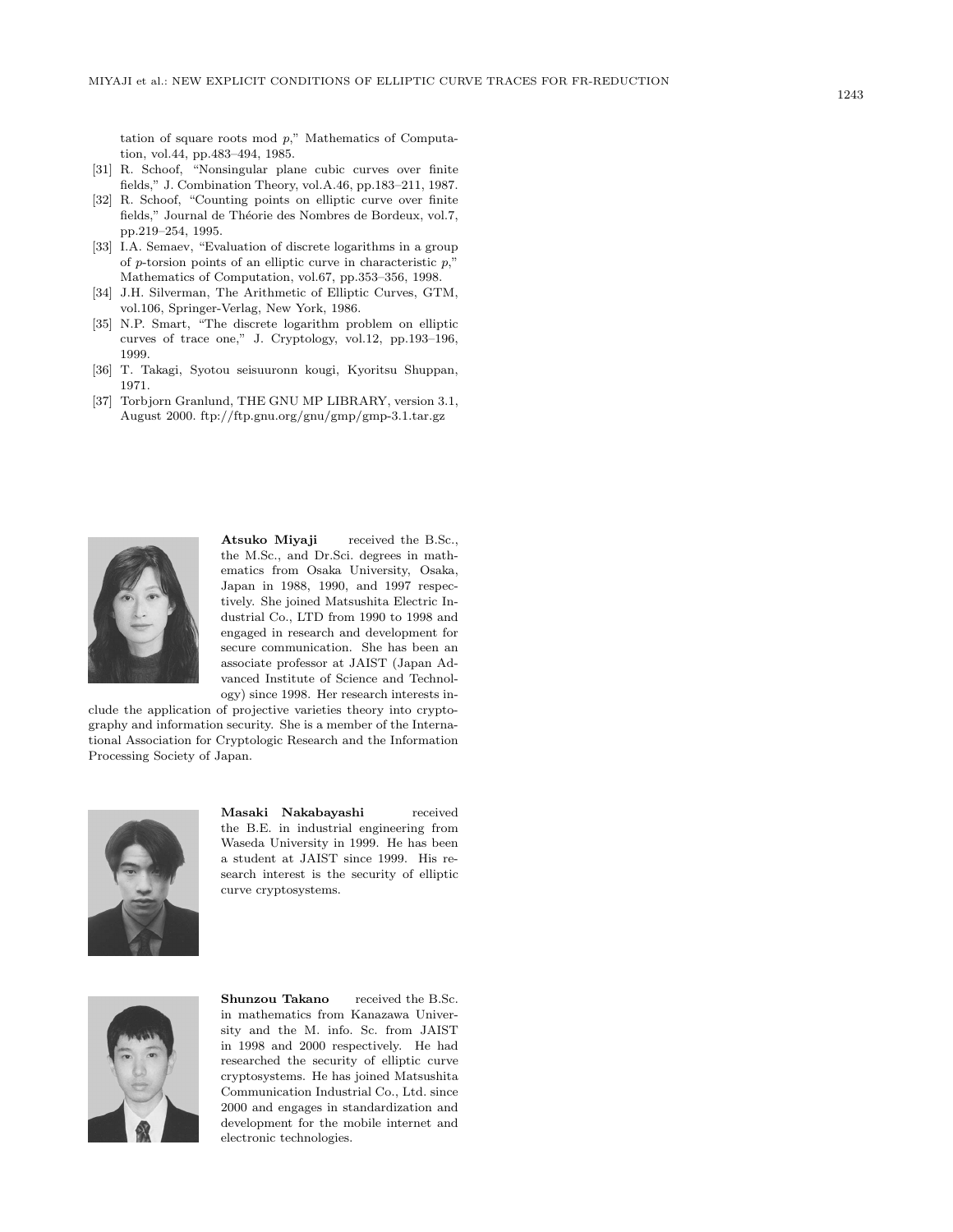tation of square roots mod $p$," Mathematics of Computation, vol.44, pp.483–494, 1985.

[31] R. Schoof, "Nonsingular plane cubic curves over finite fields," J. Combination Theory, vol.A.46, pp.183–211, 1987.

[32] R. Schoof, "Counting points on elliptic curve over finite fields," Journal de Théorie des Nombres de Bordeux, vol.7, pp.219–254, 1995.

[33] I.A. Semaev, "Evaluation of discrete logarithms in a group of $p$-torsion points of an elliptic curve in characteristic $p$," Mathematics of Computation, vol.67, pp.353–356, 1998.

[34] J.H. Silverman, The Arithmetic of Elliptic Curves, GTM, vol.106, Springer-Verlag, New York, 1986.

[35] N.P. Smart, "The discrete logarithm problem on elliptic curves of trace one," J. Cryptology, vol.12, pp.193–196, 1999.

[36] T. Takagi, Syotou seisuuronn kougi, Kyoritsu Shuppan, 1971.

[37] Torbjorn Granlund, THE GNU MP LIBRARY, version 3.1, August 2000. ftp://ftp.gnu.org/gnu/gmp/gmp-3.1.tar.gz

**Atsuko Miyaji** received the B.Sc., the M.Sc., and Dr.Sci. degrees in mathematics from Osaka University, Osaka, Japan in 1988, 1990, and 1997 respectively. She joined Matsushita Electric Industrial Co., LTD from 1990 to 1998 and engaged in research and development for secure communication. She has been an associate professor at JAIST (Japan Advanced Institute of Science and Technology) since 1998. Her research interests include the application of projective varieties theory into cryptography and information security. She is a member of the International Association for Cryptologic Research and the Information Processing Society of Japan.

**Masaki Nakabayashi** received the B.E. in industrial engineering from Waseda University in 1999. He has been a student at JAIST since 1999. His research interest is the security of elliptic curve cryptosystems.

**Shunzou Takano** received the B.Sc. in mathematics from Kanazawa University and the M. info. Sc. from JAIST in 1998 and 2000 respectively. He had researched the security of elliptic curve cryptosystems. He has joined Matsushita Communication Industrial Co., Ltd. since 2000 and engages in standardization and development for the mobile internet and electronic technologies.